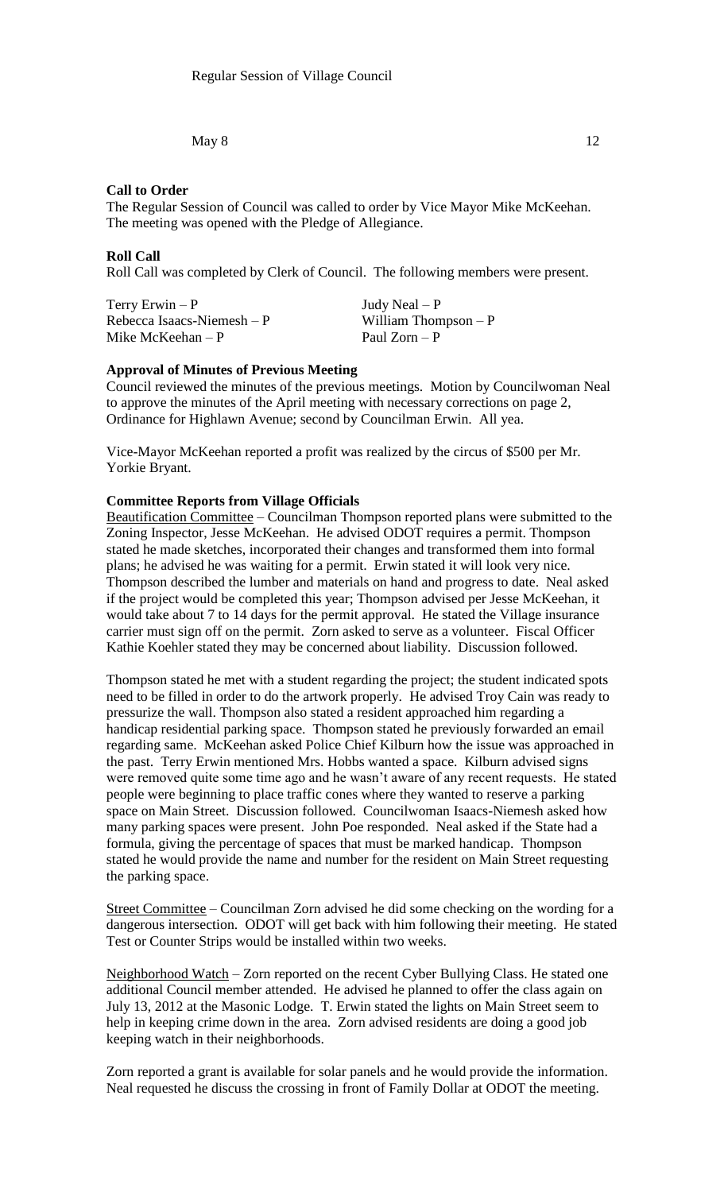Regular Session of Village Council

May 8 12

**Call to Order**

The Regular Session of Council was called to order by Vice Mayor Mike McKeehan. The meeting was opened with the Pledge of Allegiance.

**Roll Call**

Roll Call was completed by Clerk of Council. The following members were present.

| | |
|---|---|
| Terry Erwin – P | Judy Neal – P |
| Rebecca Isaacs-Niemesh – P | William Thompson – P |
| Mike McKeehan – P | Paul Zorn – P |

**Approval of Minutes of Previous Meeting**

Council reviewed the minutes of the previous meetings. Motion by Councilwoman Neal to approve the minutes of the April meeting with necessary corrections on page 2, Ordinance for Highlawn Avenue; second by Councilman Erwin. All yea.

Vice-Mayor McKeehan reported a profit was realized by the circus of $500 per Mr. Yorkie Bryant.

**Committee Reports from Village Officials**

Beautification Committee – Councilman Thompson reported plans were submitted to the Zoning Inspector, Jesse McKeehan. He advised ODOT requires a permit. Thompson stated he made sketches, incorporated their changes and transformed them into formal plans; he advised he was waiting for a permit. Erwin stated it will look very nice. Thompson described the lumber and materials on hand and progress to date. Neal asked if the project would be completed this year; Thompson advised per Jesse McKeehan, it would take about 7 to 14 days for the permit approval. He stated the Village insurance carrier must sign off on the permit. Zorn asked to serve as a volunteer. Fiscal Officer Kathie Koehler stated they may be concerned about liability. Discussion followed.

Thompson stated he met with a student regarding the project; the student indicated spots need to be filled in order to do the artwork properly. He advised Troy Cain was ready to pressurize the wall. Thompson also stated a resident approached him regarding a handicap residential parking space. Thompson stated he previously forwarded an email regarding same. McKeehan asked Police Chief Kilburn how the issue was approached in the past. Terry Erwin mentioned Mrs. Hobbs wanted a space. Kilburn advised signs were removed quite some time ago and he wasn't aware of any recent requests. He stated people were beginning to place traffic cones where they wanted to reserve a parking space on Main Street. Discussion followed. Councilwoman Isaacs-Niemesh asked how many parking spaces were present. John Poe responded. Neal asked if the State had a formula, giving the percentage of spaces that must be marked handicap. Thompson stated he would provide the name and number for the resident on Main Street requesting the parking space.

Street Committee – Councilman Zorn advised he did some checking on the wording for a dangerous intersection. ODOT will get back with him following their meeting. He stated Test or Counter Strips would be installed within two weeks.

Neighborhood Watch – Zorn reported on the recent Cyber Bullying Class. He stated one additional Council member attended. He advised he planned to offer the class again on July 13, 2012 at the Masonic Lodge. T. Erwin stated the lights on Main Street seem to help in keeping crime down in the area. Zorn advised residents are doing a good job keeping watch in their neighborhoods.

Zorn reported a grant is available for solar panels and he would provide the information. Neal requested he discuss the crossing in front of Family Dollar at ODOT the meeting.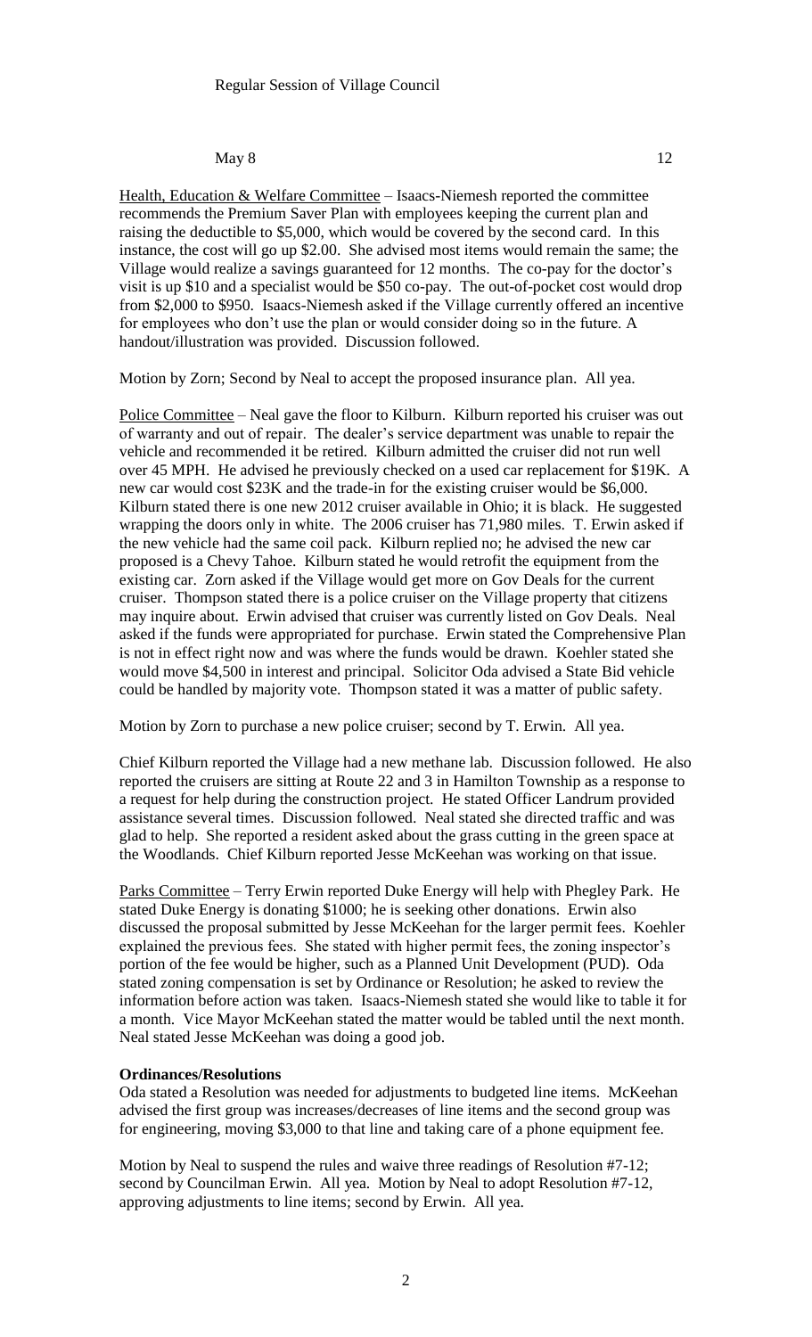Regular Session of Village Council

May 8 12

Health, Education & Welfare Committee – Isaacs-Niemesh reported the committee recommends the Premium Saver Plan with employees keeping the current plan and raising the deductible to $5,000, which would be covered by the second card. In this instance, the cost will go up $2.00. She advised most items would remain the same; the Village would realize a savings guaranteed for 12 months. The co-pay for the doctor's visit is up $10 and a specialist would be $50 co-pay. The out-of-pocket cost would drop from $2,000 to $950. Isaacs-Niemesh asked if the Village currently offered an incentive for employees who don't use the plan or would consider doing so in the future. A handout/illustration was provided. Discussion followed.

Motion by Zorn; Second by Neal to accept the proposed insurance plan. All yea.

Police Committee – Neal gave the floor to Kilburn. Kilburn reported his cruiser was out of warranty and out of repair. The dealer's service department was unable to repair the vehicle and recommended it be retired. Kilburn admitted the cruiser did not run well over 45 MPH. He advised he previously checked on a used car replacement for $19K. A new car would cost $23K and the trade-in for the existing cruiser would be $6,000. Kilburn stated there is one new 2012 cruiser available in Ohio; it is black. He suggested wrapping the doors only in white. The 2006 cruiser has 71,980 miles. T. Erwin asked if the new vehicle had the same coil pack. Kilburn replied no; he advised the new car proposed is a Chevy Tahoe. Kilburn stated he would retrofit the equipment from the existing car. Zorn asked if the Village would get more on Gov Deals for the current cruiser. Thompson stated there is a police cruiser on the Village property that citizens may inquire about. Erwin advised that cruiser was currently listed on Gov Deals. Neal asked if the funds were appropriated for purchase. Erwin stated the Comprehensive Plan is not in effect right now and was where the funds would be drawn. Koehler stated she would move $4,500 in interest and principal. Solicitor Oda advised a State Bid vehicle could be handled by majority vote. Thompson stated it was a matter of public safety.

Motion by Zorn to purchase a new police cruiser; second by T. Erwin. All yea.

Chief Kilburn reported the Village had a new methane lab. Discussion followed. He also reported the cruisers are sitting at Route 22 and 3 in Hamilton Township as a response to a request for help during the construction project. He stated Officer Landrum provided assistance several times. Discussion followed. Neal stated she directed traffic and was glad to help. She reported a resident asked about the grass cutting in the green space at the Woodlands. Chief Kilburn reported Jesse McKeehan was working on that issue.

Parks Committee – Terry Erwin reported Duke Energy will help with Phegley Park. He stated Duke Energy is donating $1000; he is seeking other donations. Erwin also discussed the proposal submitted by Jesse McKeehan for the larger permit fees. Koehler explained the previous fees. She stated with higher permit fees, the zoning inspector's portion of the fee would be higher, such as a Planned Unit Development (PUD). Oda stated zoning compensation is set by Ordinance or Resolution; he asked to review the information before action was taken. Isaacs-Niemesh stated she would like to table it for a month. Vice Mayor McKeehan stated the matter would be tabled until the next month. Neal stated Jesse McKeehan was doing a good job.

**Ordinances/Resolutions**

Oda stated a Resolution was needed for adjustments to budgeted line items. McKeehan advised the first group was increases/decreases of line items and the second group was for engineering, moving $3,000 to that line and taking care of a phone equipment fee.

Motion by Neal to suspend the rules and waive three readings of Resolution #7-12; second by Councilman Erwin. All yea. Motion by Neal to adopt Resolution #7-12, approving adjustments to line items; second by Erwin. All yea.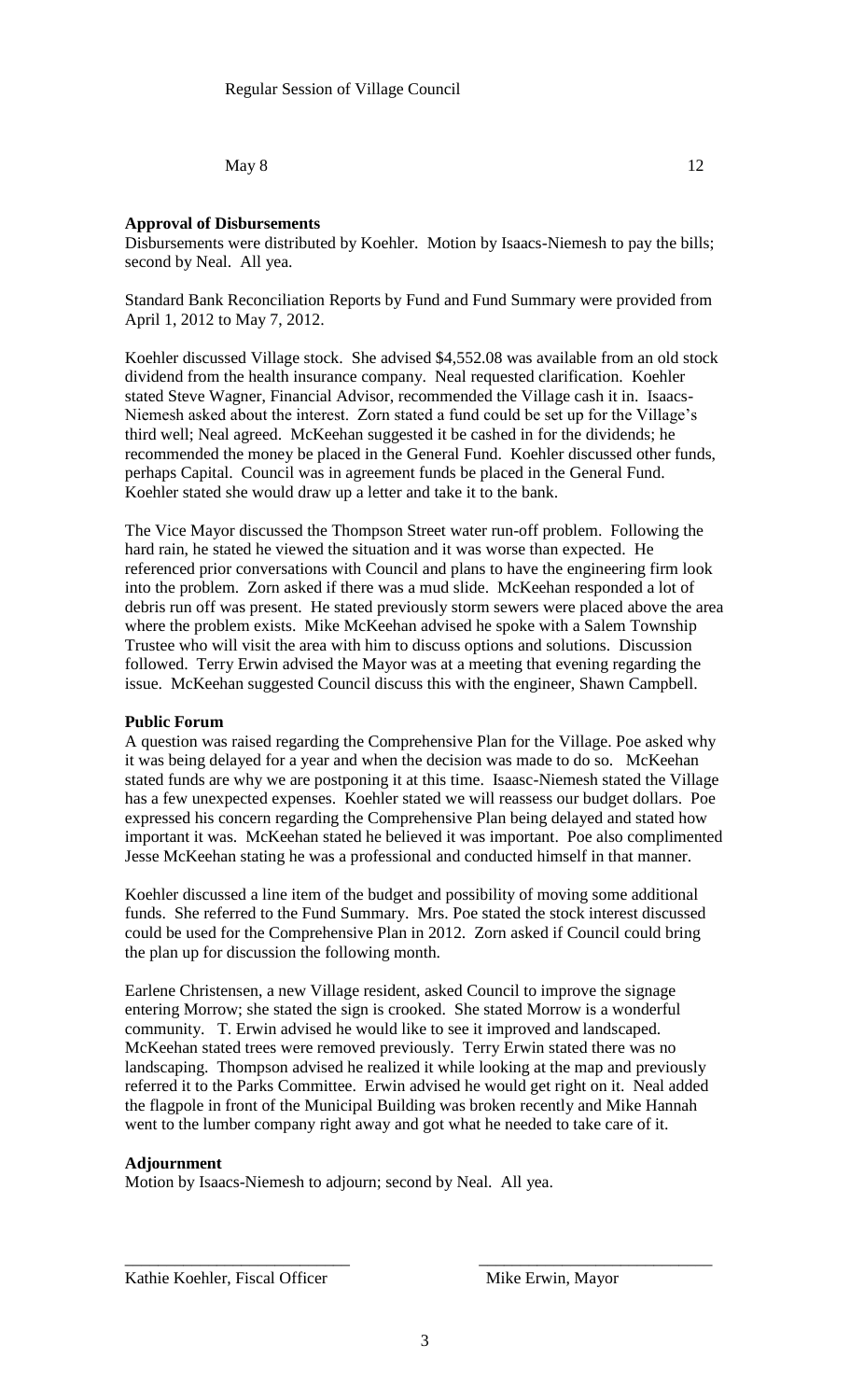**Approval of Disbursements**

Disbursements were distributed by Koehler. Motion by Isaacs-Niemesh to pay the bills; second by Neal. All yea.

Standard Bank Reconciliation Reports by Fund and Fund Summary were provided from April 1, 2012 to May 7, 2012.

Koehler discussed Village stock. She advised $4,552.08 was available from an old stock dividend from the health insurance company. Neal requested clarification. Koehler stated Steve Wagner, Financial Advisor, recommended the Village cash it in. Isaacs-Niemesh asked about the interest. Zorn stated a fund could be set up for the Village's third well; Neal agreed. McKeehan suggested it be cashed in for the dividends; he recommended the money be placed in the General Fund. Koehler discussed other funds, perhaps Capital. Council was in agreement funds be placed in the General Fund. Koehler stated she would draw up a letter and take it to the bank.

The Vice Mayor discussed the Thompson Street water run-off problem. Following the hard rain, he stated he viewed the situation and it was worse than expected. He referenced prior conversations with Council and plans to have the engineering firm look into the problem. Zorn asked if there was a mud slide. McKeehan responded a lot of debris run off was present. He stated previously storm sewers were placed above the area where the problem exists. Mike McKeehan advised he spoke with a Salem Township Trustee who will visit the area with him to discuss options and solutions. Discussion followed. Terry Erwin advised the Mayor was at a meeting that evening regarding the issue. McKeehan suggested Council discuss this with the engineer, Shawn Campbell.

**Public Forum**

A question was raised regarding the Comprehensive Plan for the Village. Poe asked why it was being delayed for a year and when the decision was made to do so. McKeehan stated funds are why we are postponing it at this time. Isaasc-Niemesh stated the Village has a few unexpected expenses. Koehler stated we will reassess our budget dollars. Poe expressed his concern regarding the Comprehensive Plan being delayed and stated how important it was. McKeehan stated he believed it was important. Poe also complimented Jesse McKeehan stating he was a professional and conducted himself in that manner.

Koehler discussed a line item of the budget and possibility of moving some additional funds. She referred to the Fund Summary. Mrs. Poe stated the stock interest discussed could be used for the Comprehensive Plan in 2012. Zorn asked if Council could bring the plan up for discussion the following month.

Earlene Christensen, a new Village resident, asked Council to improve the signage entering Morrow; she stated the sign is crooked. She stated Morrow is a wonderful community. T. Erwin advised he would like to see it improved and landscaped. McKeehan stated trees were removed previously. Terry Erwin stated there was no landscaping. Thompson advised he realized it while looking at the map and previously referred it to the Parks Committee. Erwin advised he would get right on it. Neal added the flagpole in front of the Municipal Building was broken recently and Mike Hannah went to the lumber company right away and got what he needed to take care of it.

**Adjournment**

Motion by Isaacs-Niemesh to adjourn; second by Neal. All yea.

\_\_\_\_\_\_\_\_\_\_\_\_\_\_\_\_\_\_\_\_\_\_\_\_\_\_\_\_ \_\_\_\_\_\_\_\_\_\_\_\_\_\_\_\_\_\_\_\_\_\_\_\_\_\_\_\_

Kathie Koehler, Fiscal Officer          Mike Erwin, Mayor